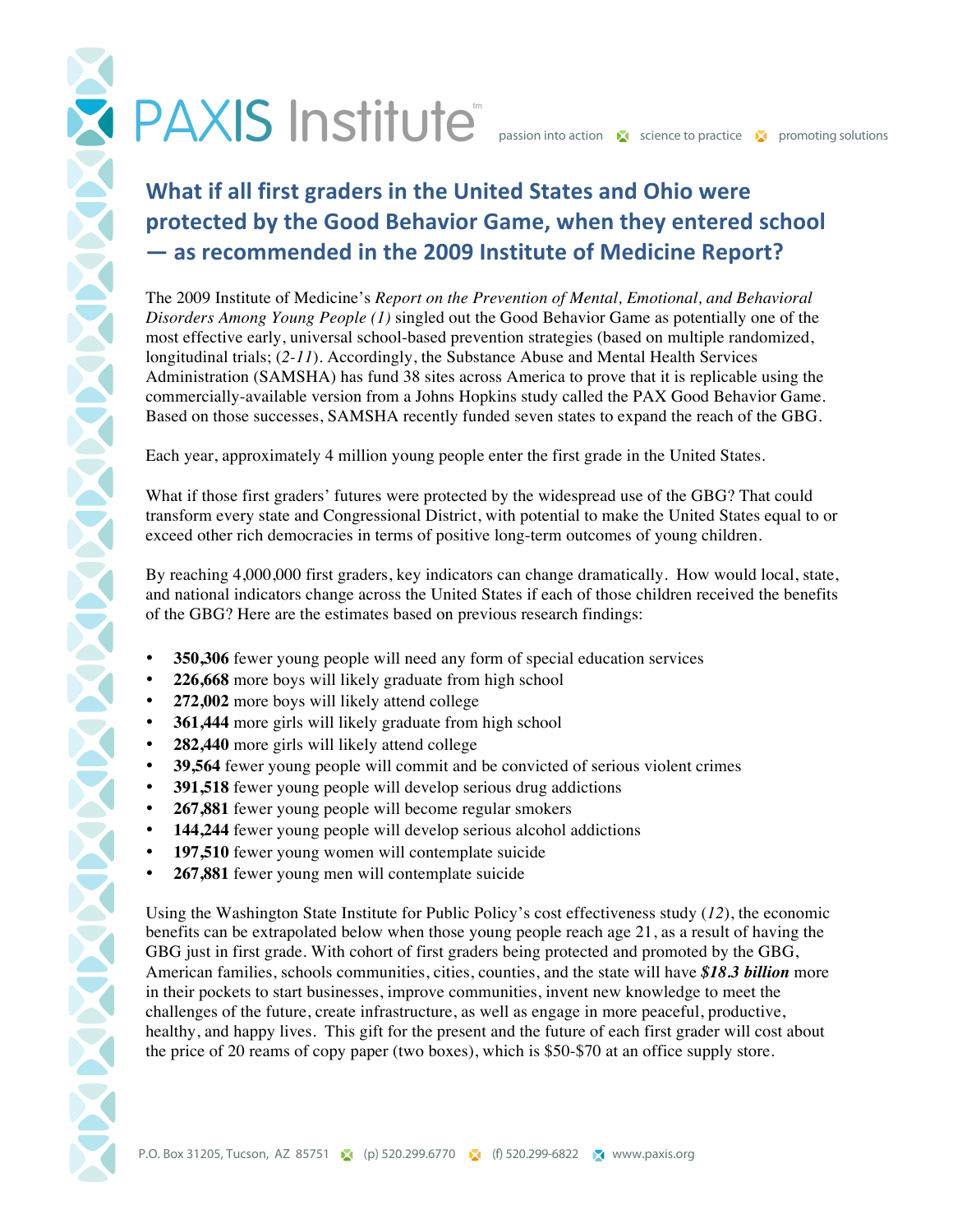# PAXIS Institute™

passion into action · science to practice · promoting solutions

## What if all first graders in the United States and Ohio were protected by the Good Behavior Game, when they entered school — as recommended in the 2009 Institute of Medicine Report?

The 2009 Institute of Medicine's *Report on the Prevention of Mental, Emotional, and Behavioral Disorders Among Young People (1)* singled out the Good Behavior Game as potentially one of the most effective early, universal school-based prevention strategies (based on multiple randomized, longitudinal trials; (*2-11*). Accordingly, the Substance Abuse and Mental Health Services Administration (SAMSHA) has fund 38 sites across America to prove that it is replicable using the commercially-available version from a Johns Hopkins study called the PAX Good Behavior Game. Based on those successes, SAMSHA recently funded seven states to expand the reach of the GBG.

Each year, approximately 4 million young people enter the first grade in the United States.

What if those first graders' futures were protected by the widespread use of the GBG? That could transform every state and Congressional District, with potential to make the United States equal to or exceed other rich democracies in terms of positive long-term outcomes of young children.

By reaching 4,000,000 first graders, key indicators can change dramatically. How would local, state, and national indicators change across the United States if each of those children received the benefits of the GBG? Here are the estimates based on previous research findings:

- **350,306** fewer young people will need any form of special education services
- **226,668** more boys will likely graduate from high school
- **272,002** more boys will likely attend college
- **361,444** more girls will likely graduate from high school
- **282,440** more girls will likely attend college
- **39,564** fewer young people will commit and be convicted of serious violent crimes
- **391,518** fewer young people will develop serious drug addictions
- **267,881** fewer young people will become regular smokers
- **144,244** fewer young people will develop serious alcohol addictions
- **197,510** fewer young women will contemplate suicide
- **267,881** fewer young men will contemplate suicide

Using the Washington State Institute for Public Policy's cost effectiveness study (*12*), the economic benefits can be extrapolated below when those young people reach age 21, as a result of having the GBG just in first grade. With cohort of first graders being protected and promoted by the GBG, American families, schools communities, cities, counties, and the state will have ***$18.3 billion*** more in their pockets to start businesses, improve communities, invent new knowledge to meet the challenges of the future, create infrastructure, as well as engage in more peaceful, productive, healthy, and happy lives. This gift for the present and the future of each first grader will cost about the price of 20 reams of copy paper (two boxes), which is $50-$70 at an office supply store.

P.O. Box 31205, Tucson, AZ 85751 · (p) 520.299.6770 · (f) 520.299-6822 · www.paxis.org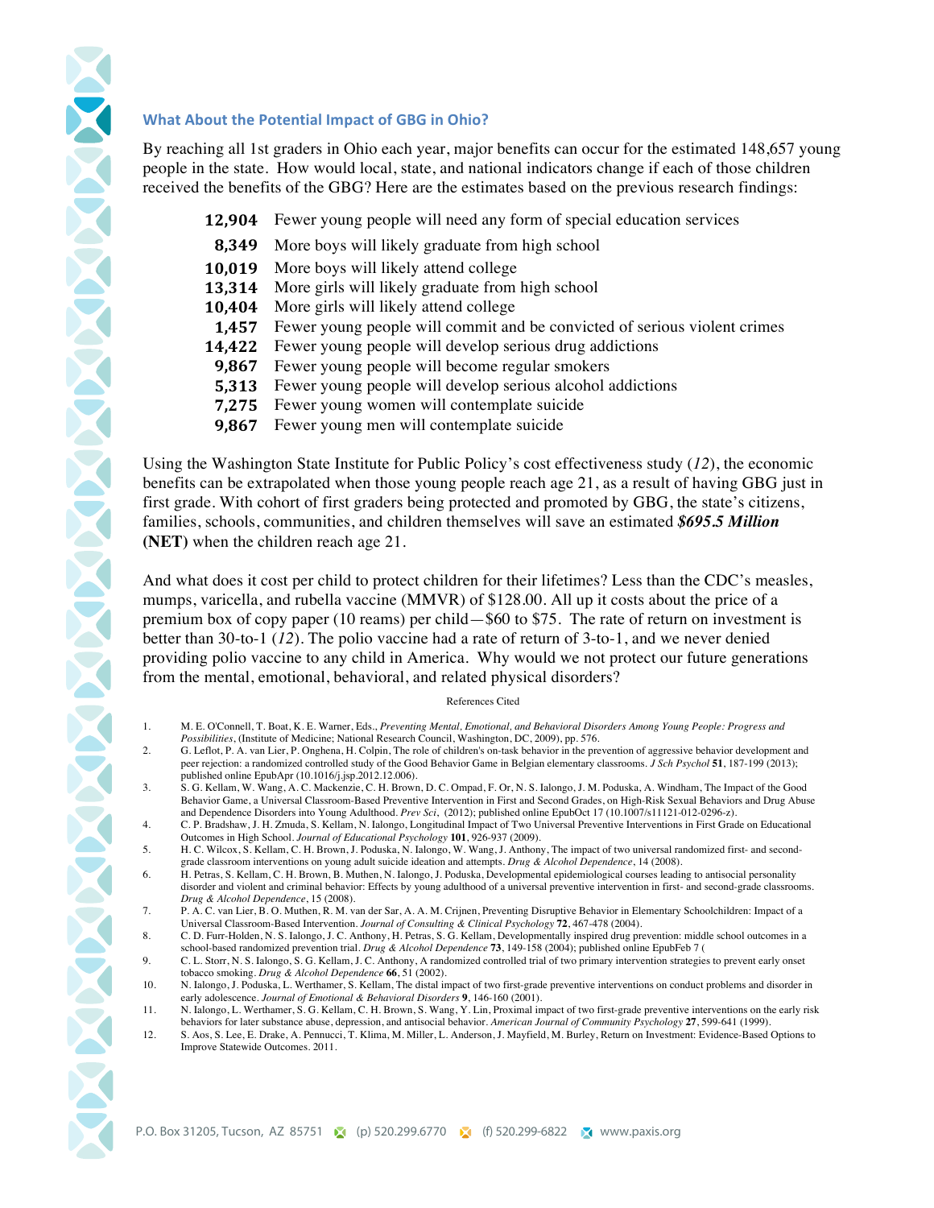## What About the Potential Impact of GBG in Ohio?

By reaching all 1st graders in Ohio each year, major benefits can occur for the estimated 148,657 young people in the state. How would local, state, and national indicators change if each of those children received the benefits of the GBG? Here are the estimates based on the previous research findings:

| | |
|---|---|
| **12,904** | Fewer young people will need any form of special education services |
| **8,349** | More boys will likely graduate from high school |
| **10,019** | More boys will likely attend college |
| **13,314** | More girls will likely graduate from high school |
| **10,404** | More girls will likely attend college |
| **1,457** | Fewer young people will commit and be convicted of serious violent crimes |
| **14,422** | Fewer young people will develop serious drug addictions |
| **9,867** | Fewer young people will become regular smokers |
| **5,313** | Fewer young people will develop serious alcohol addictions |
| **7,275** | Fewer young women will contemplate suicide |
| **9,867** | Fewer young men will contemplate suicide |

Using the Washington State Institute for Public Policy's cost effectiveness study (*12*), the economic benefits can be extrapolated when those young people reach age 21, as a result of having GBG just in first grade. With cohort of first graders being protected and promoted by GBG, the state's citizens, families, schools, communities, and children themselves will save an estimated ***$695.5 Million*** **(NET)** when the children reach age 21.

And what does it cost per child to protect children for their lifetimes? Less than the CDC's measles, mumps, varicella, and rubella vaccine (MMVR) of $128.00. All up it costs about the price of a premium box of copy paper (10 reams) per child—$60 to $75. The rate of return on investment is better than 30-to-1 (*12*). The polio vaccine had a rate of return of 3-to-1, and we never denied providing polio vaccine to any child in America. Why would we not protect our future generations from the mental, emotional, behavioral, and related physical disorders?

References Cited

1. M. E. O'Connell, T. Boat, K. E. Warner, Eds., *Preventing Mental, Emotional, and Behavioral Disorders Among Young People: Progress and Possibilities*, (Institute of Medicine; National Research Council, Washington, DC, 2009), pp. 576.
2. G. Leflot, P. A. van Lier, P. Onghena, H. Colpin, The role of children's on-task behavior in the prevention of aggressive behavior development and peer rejection: a randomized controlled study of the Good Behavior Game in Belgian elementary classrooms. *J Sch Psychol* **51**, 187-199 (2013); published online EpubApr (10.1016/j.jsp.2012.12.006).
3. S. G. Kellam, W. Wang, A. C. Mackenzie, C. H. Brown, D. C. Ompad, F. Or, N. S. Ialongo, J. M. Poduska, A. Windham, The Impact of the Good Behavior Game, a Universal Classroom-Based Preventive Intervention in First and Second Grades, on High-Risk Sexual Behaviors and Drug Abuse and Dependence Disorders into Young Adulthood. *Prev Sci*, (2012); published online EpubOct 17 (10.1007/s11121-012-0296-z).
4. C. P. Bradshaw, J. H. Zmuda, S. Kellam, N. Ialongo, Longitudinal Impact of Two Universal Preventive Interventions in First Grade on Educational Outcomes in High School. *Journal of Educational Psychology* **101**, 926-937 (2009).
5. H. C. Wilcox, S. Kellam, C. H. Brown, J. Poduska, N. Ialongo, W. Wang, J. Anthony, The impact of two universal randomized first- and second-grade classroom interventions on young adult suicide ideation and attempts. *Drug & Alcohol Dependence*, 14 (2008).
6. H. Petras, S. Kellam, C. H. Brown, B. Muthen, N. Ialongo, J. Poduska, Developmental epidemiological courses leading to antisocial personality disorder and violent and criminal behavior: Effects by young adulthood of a universal preventive intervention in first- and second-grade classrooms. *Drug & Alcohol Dependence*, 15 (2008).
7. P. A. C. van Lier, B. O. Muthen, R. M. van der Sar, A. A. M. Crijnen, Preventing Disruptive Behavior in Elementary Schoolchildren: Impact of a Universal Classroom-Based Intervention. *Journal of Consulting & Clinical Psychology* **72**, 467-478 (2004).
8. C. D. Furr-Holden, N. S. Ialongo, J. C. Anthony, H. Petras, S. G. Kellam, Developmentally inspired drug prevention: middle school outcomes in a school-based randomized prevention trial. *Drug & Alcohol Dependence* **73**, 149-158 (2004); published online EpubFeb 7 (
9. C. L. Storr, N. S. Ialongo, S. G. Kellam, J. C. Anthony, A randomized controlled trial of two primary intervention strategies to prevent early onset tobacco smoking. *Drug & Alcohol Dependence* **66**, 51 (2002).
10. N. Ialongo, J. Poduska, L. Werthamer, S. Kellam, The distal impact of two first-grade preventive interventions on conduct problems and disorder in early adolescence. *Journal of Emotional & Behavioral Disorders* **9**, 146-160 (2001).
11. N. Ialongo, L. Werthamer, S. G. Kellam, C. H. Brown, S. Wang, Y. Lin, Proximal impact of two first-grade preventive interventions on the early risk behaviors for later substance abuse, depression, and antisocial behavior. *American Journal of Community Psychology* **27**, 599-641 (1999).
12. S. Aos, S. Lee, E. Drake, A. Pennucci, T. Klima, M. Miller, L. Anderson, J. Mayfield, M. Burley, Return on Investment: Evidence-Based Options to Improve Statewide Outcomes. 2011.

P.O. Box 31205, Tucson, AZ 85751 (p) 520.299.6770 (f) 520.299-6822 www.paxis.org